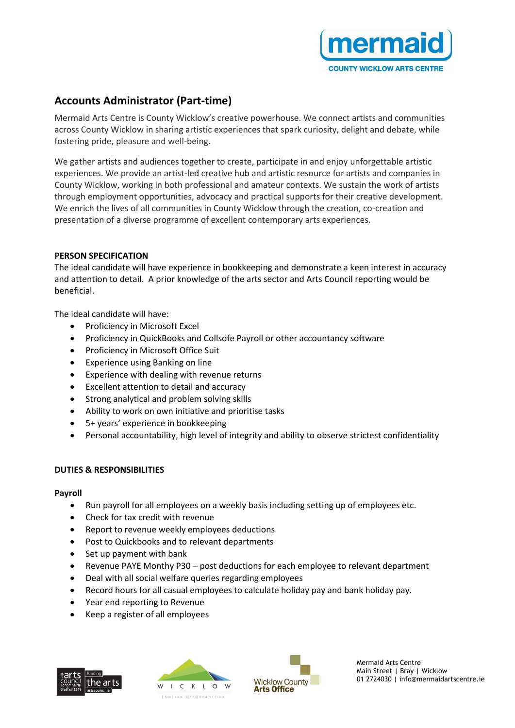## Accounts Administrator (Part-time)

Mermaid Arts Centre is County Wicklow's creative powerhouse. We connect artists and communities across County Wicklow in sharing artistic experiences that spark curiosity, delight and debate, while fostering pride, pleasure and well-being.

We gather artists and audiences together to create, participate in and enjoy unforgettable artistic experiences. We provide an artist-led creative hub and artistic resource for artists and companies in County Wicklow, working in both professional and amateur contexts. We sustain the work of artists through employment opportunities, advocacy and practical supports for their creative development. We enrich the lives of all communities in County Wicklow through the creation, co-creation and presentation of a diverse programme of excellent contemporary arts experiences.

**PERSON SPECIFICATION**

The ideal candidate will have experience in bookkeeping and demonstrate a keen interest in accuracy and attention to detail. A prior knowledge of the arts sector and Arts Council reporting would be beneficial.

The ideal candidate will have:

- Proficiency in Microsoft Excel
- Proficiency in QuickBooks and Collsofe Payroll or other accountancy software
- Proficiency in Microsoft Office Suit
- Experience using Banking on line
- Experience with dealing with revenue returns
- Excellent attention to detail and accuracy
- Strong analytical and problem solving skills
- Ability to work on own initiative and prioritise tasks
- 5+ years' experience in bookkeeping
- Personal accountability, high level of integrity and ability to observe strictest confidentiality

**DUTIES & RESPONSIBILITIES**

**Payroll**

- Run payroll for all employees on a weekly basis including setting up of employees etc.
- Check for tax credit with revenue
- Report to revenue weekly employees deductions
- Post to Quickbooks and to relevant departments
- Set up payment with bank
- Revenue PAYE Monthy P30 – post deductions for each employee to relevant department
- Deal with all social welfare queries regarding employees
- Record hours for all casual employees to calculate holiday pay and bank holiday pay.
- Year end reporting to Revenue
- Keep a register of all employees

Mermaid Arts Centre
Main Street | Bray | Wicklow
01 2724030 | info@mermaidartscentre.ie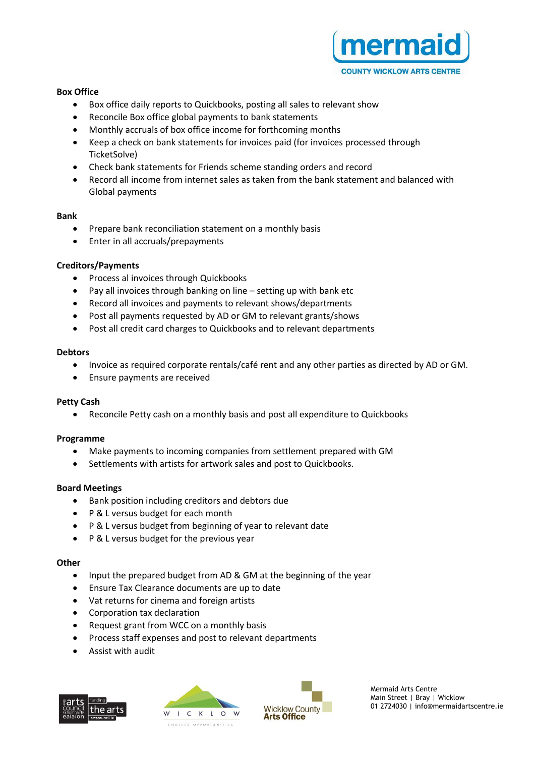**Box Office**

- Box office daily reports to Quickbooks, posting all sales to relevant show
- Reconcile Box office global payments to bank statements
- Monthly accruals of box office income for forthcoming months
- Keep a check on bank statements for invoices paid (for invoices processed through TicketSolve)
- Check bank statements for Friends scheme standing orders and record
- Record all income from internet sales as taken from the bank statement and balanced with Global payments

**Bank**

- Prepare bank reconciliation statement on a monthly basis
- Enter in all accruals/prepayments

**Creditors/Payments**

- Process al invoices through Quickbooks
- Pay all invoices through banking on line – setting up with bank etc
- Record all invoices and payments to relevant shows/departments
- Post all payments requested by AD or GM to relevant grants/shows
- Post all credit card charges to Quickbooks and to relevant departments

**Debtors**

- Invoice as required corporate rentals/café rent and any other parties as directed by AD or GM.
- Ensure payments are received

**Petty Cash**

- Reconcile Petty cash on a monthly basis and post all expenditure to Quickbooks

**Programme**

- Make payments to incoming companies from settlement prepared with GM
- Settlements with artists for artwork sales and post to Quickbooks.

**Board Meetings**

- Bank position including creditors and debtors due
- P & L versus budget for each month
- P & L versus budget from beginning of year to relevant date
- P & L versus budget for the previous year

**Other**

- Input the prepared budget from AD & GM at the beginning of the year
- Ensure Tax Clearance documents are up to date
- Vat returns for cinema and foreign artists
- Corporation tax declaration
- Request grant from WCC on a monthly basis
- Process staff expenses and post to relevant departments
- Assist with audit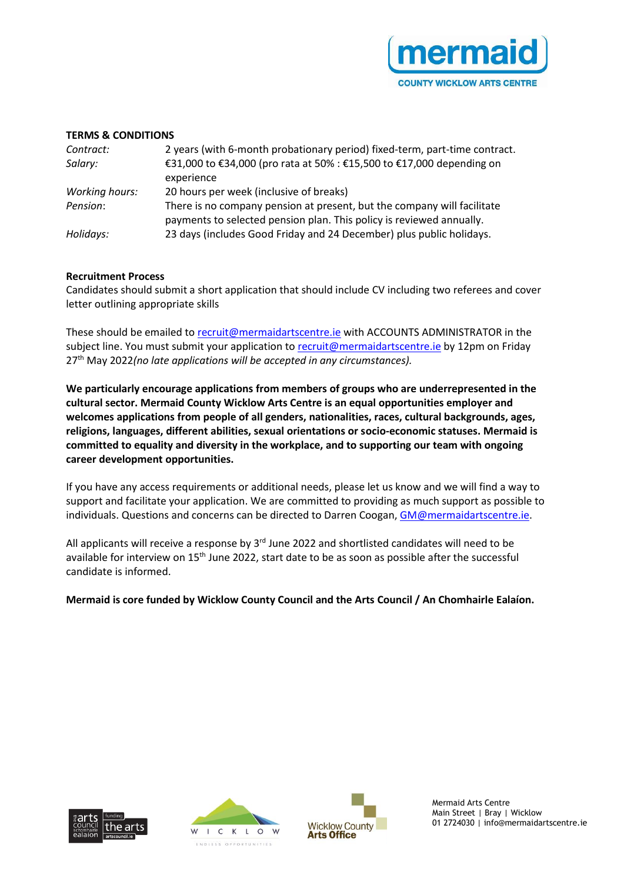**TERMS & CONDITIONS**

| | |
|---|---|
| *Contract:* | 2 years (with 6-month probationary period) fixed-term, part-time contract. |
| *Salary:* | €31,000 to €34,000 (pro rata at 50% : €15,500 to €17,000 depending on experience |
| *Working hours:* | 20 hours per week (inclusive of breaks) |
| *Pension*: | There is no company pension at present, but the company will facilitate payments to selected pension plan. This policy is reviewed annually. |
| *Holidays:* | 23 days (includes Good Friday and 24 December) plus public holidays. |

**Recruitment Process**

Candidates should submit a short application that should include CV including two referees and cover letter outlining appropriate skills

These should be emailed to recruit@mermaidartscentre.ie with ACCOUNTS ADMINISTRATOR in the subject line. You must submit your application to recruit@mermaidartscentre.ie by 12pm on Friday 27th May 2022*(no late applications will be accepted in any circumstances).*

**We particularly encourage applications from members of groups who are underrepresented in the cultural sector. Mermaid County Wicklow Arts Centre is an equal opportunities employer and welcomes applications from people of all genders, nationalities, races, cultural backgrounds, ages, religions, languages, different abilities, sexual orientations or socio-economic statuses. Mermaid is committed to equality and diversity in the workplace, and to supporting our team with ongoing career development opportunities.**

If you have any access requirements or additional needs, please let us know and we will find a way to support and facilitate your application. We are committed to providing as much support as possible to individuals. Questions and concerns can be directed to Darren Coogan, GM@mermaidartscentre.ie.

All applicants will receive a response by 3rd June 2022 and shortlisted candidates will need to be available for interview on 15th June 2022, start date to be as soon as possible after the successful candidate is informed.

**Mermaid is core funded by Wicklow County Council and the Arts Council / An Chomhairle Ealaíon.**

Mermaid Arts Centre
Main Street | Bray | Wicklow
01 2724030 | info@mermaidartscentre.ie